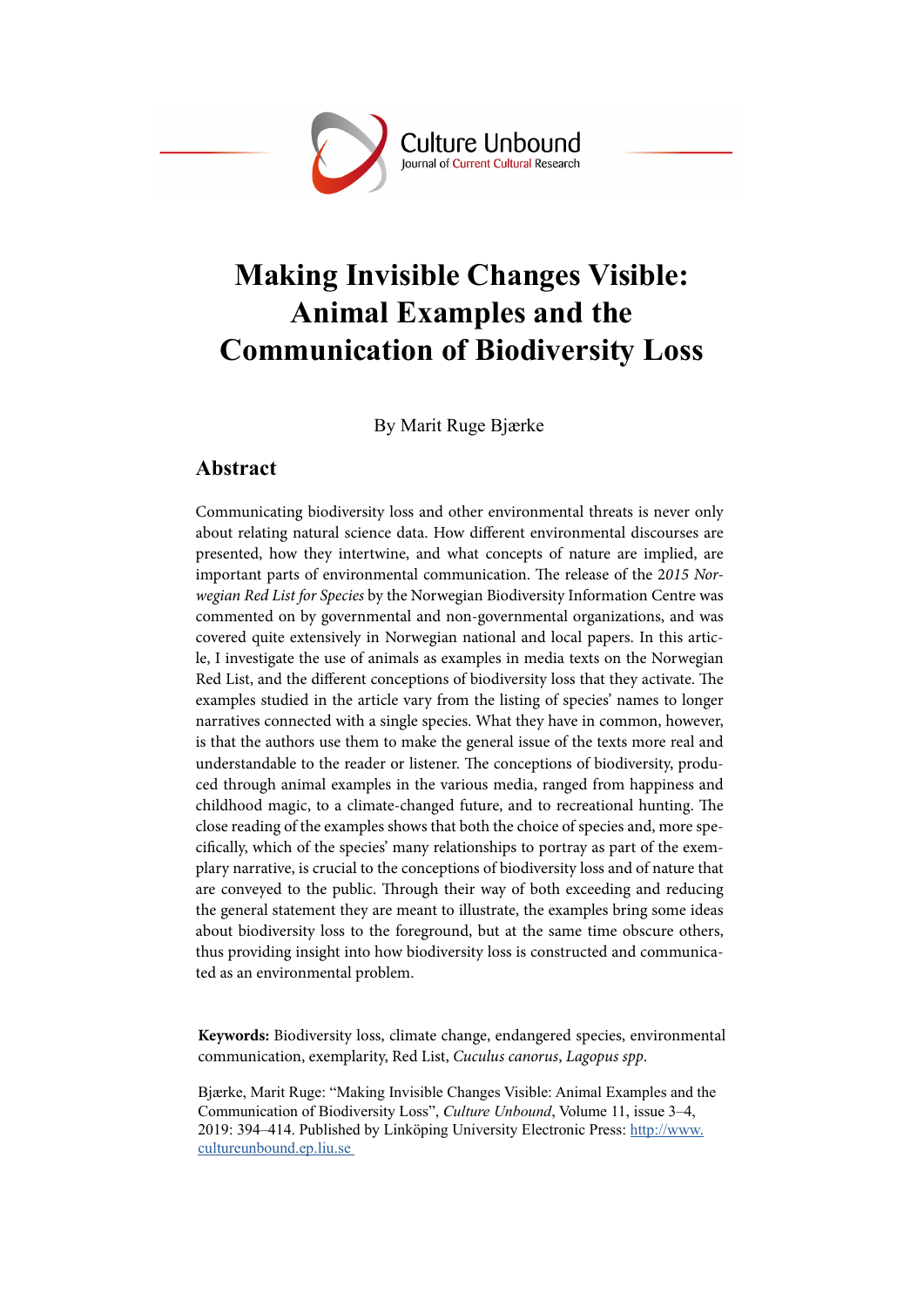# Making Invisible Changes Visible: Animal Examples and the Communication of Biodiversity Loss

By Marit Ruge Bjærke

## Abstract

Communicating biodiversity loss and other environmental threats is never only about relating natural science data. How different environmental discourses are presented, how they intertwine, and what concepts of nature are implied, are important parts of environmental communication. The release of the *2015 Norwegian Red List for Species* by the Norwegian Biodiversity Information Centre was commented on by governmental and non-governmental organizations, and was covered quite extensively in Norwegian national and local papers. In this article, I investigate the use of animals as examples in media texts on the Norwegian Red List, and the different conceptions of biodiversity loss that they activate. The examples studied in the article vary from the listing of species' names to longer narratives connected with a single species. What they have in common, however, is that the authors use them to make the general issue of the texts more real and understandable to the reader or listener. The conceptions of biodiversity, produced through animal examples in the various media, ranged from happiness and childhood magic, to a climate-changed future, and to recreational hunting. The close reading of the examples shows that both the choice of species and, more specifically, which of the species' many relationships to portray as part of the exemplary narrative, is crucial to the conceptions of biodiversity loss and of nature that are conveyed to the public. Through their way of both exceeding and reducing the general statement they are meant to illustrate, the examples bring some ideas about biodiversity loss to the foreground, but at the same time obscure others, thus providing insight into how biodiversity loss is constructed and communicated as an environmental problem.

**Keywords:** Biodiversity loss, climate change, endangered species, environmental communication, exemplarity, Red List, *Cuculus canorus*, *Lagopus spp*.

Bjærke, Marit Ruge: "Making Invisible Changes Visible: Animal Examples and the Communication of Biodiversity Loss", *Culture Unbound*, Volume 11, issue 3–4, 2019: 394–414. Published by Linköping University Electronic Press: http://www.cultureunbound.ep.liu.se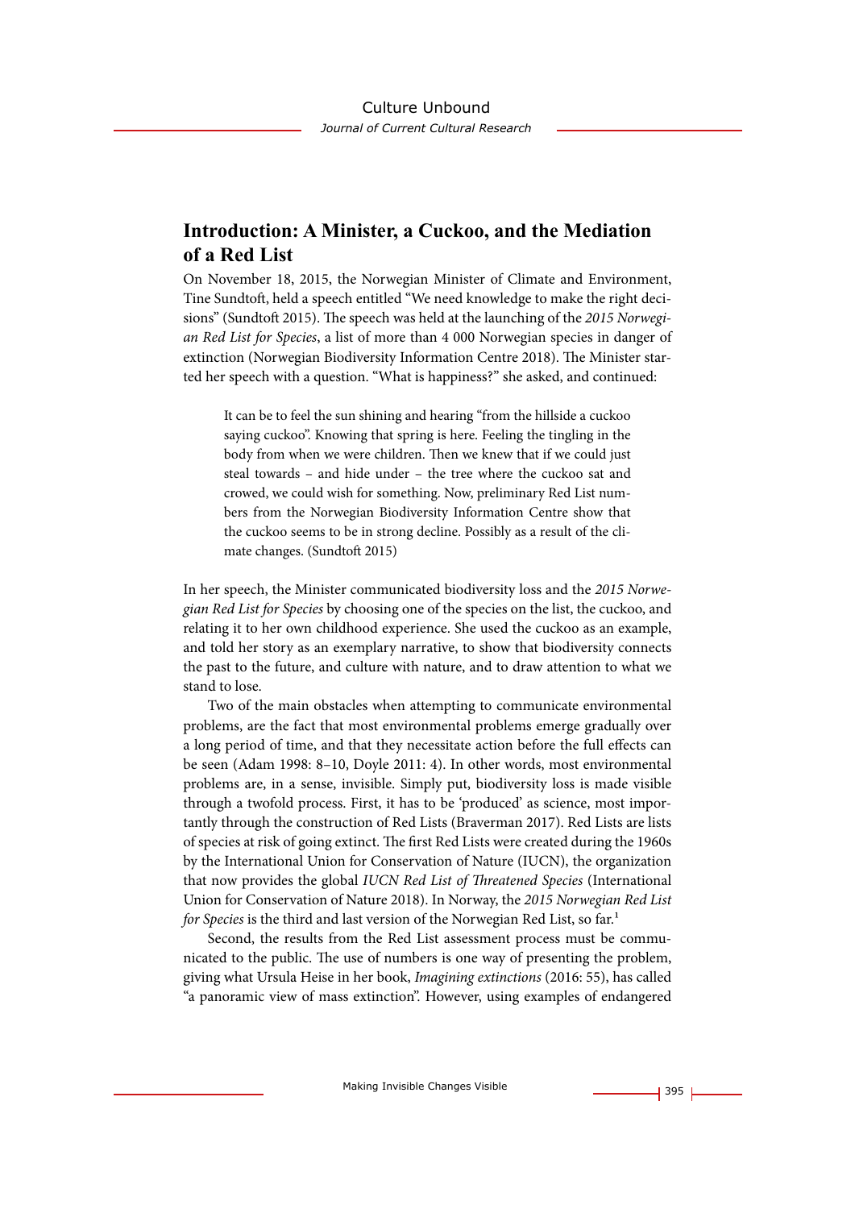## Introduction: A Minister, a Cuckoo, and the Mediation of a Red List

On November 18, 2015, the Norwegian Minister of Climate and Environment, Tine Sundtoft, held a speech entitled "We need knowledge to make the right decisions" (Sundtoft 2015). The speech was held at the launching of the *2015 Norwegian Red List for Species*, a list of more than 4 000 Norwegian species in danger of extinction (Norwegian Biodiversity Information Centre 2018). The Minister started her speech with a question. "What is happiness?" she asked, and continued:

> It can be to feel the sun shining and hearing "from the hillside a cuckoo saying cuckoo". Knowing that spring is here. Feeling the tingling in the body from when we were children. Then we knew that if we could just steal towards – and hide under – the tree where the cuckoo sat and crowed, we could wish for something. Now, preliminary Red List numbers from the Norwegian Biodiversity Information Centre show that the cuckoo seems to be in strong decline. Possibly as a result of the climate changes. (Sundtoft 2015)

In her speech, the Minister communicated biodiversity loss and the *2015 Norwegian Red List for Species* by choosing one of the species on the list, the cuckoo, and relating it to her own childhood experience. She used the cuckoo as an example, and told her story as an exemplary narrative, to show that biodiversity connects the past to the future, and culture with nature, and to draw attention to what we stand to lose.

Two of the main obstacles when attempting to communicate environmental problems, are the fact that most environmental problems emerge gradually over a long period of time, and that they necessitate action before the full effects can be seen (Adam 1998: 8–10, Doyle 2011: 4). In other words, most environmental problems are, in a sense, invisible. Simply put, biodiversity loss is made visible through a twofold process. First, it has to be 'produced' as science, most importantly through the construction of Red Lists (Braverman 2017). Red Lists are lists of species at risk of going extinct. The first Red Lists were created during the 1960s by the International Union for Conservation of Nature (IUCN), the organization that now provides the global *IUCN Red List of Threatened Species* (International Union for Conservation of Nature 2018). In Norway, the *2015 Norwegian Red List for Species* is the third and last version of the Norwegian Red List, so far.[1]

Second, the results from the Red List assessment process must be communicated to the public. The use of numbers is one way of presenting the problem, giving what Ursula Heise in her book, *Imagining extinctions* (2016: 55), has called "a panoramic view of mass extinction". However, using examples of endangered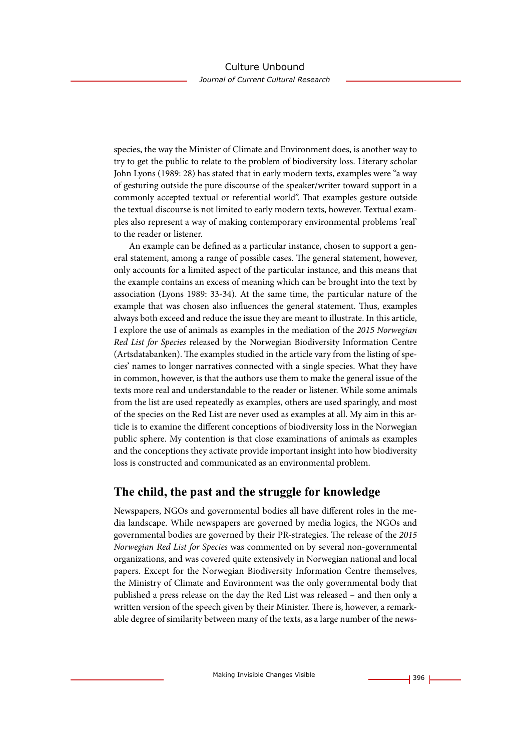species, the way the Minister of Climate and Environment does, is another way to try to get the public to relate to the problem of biodiversity loss. Literary scholar John Lyons (1989: 28) has stated that in early modern texts, examples were "a way of gesturing outside the pure discourse of the speaker/writer toward support in a commonly accepted textual or referential world". That examples gesture outside the textual discourse is not limited to early modern texts, however. Textual examples also represent a way of making contemporary environmental problems 'real' to the reader or listener.

An example can be defined as a particular instance, chosen to support a general statement, among a range of possible cases. The general statement, however, only accounts for a limited aspect of the particular instance, and this means that the example contains an excess of meaning which can be brought into the text by association (Lyons 1989: 33-34). At the same time, the particular nature of the example that was chosen also influences the general statement. Thus, examples always both exceed and reduce the issue they are meant to illustrate. In this article, I explore the use of animals as examples in the mediation of the *2015 Norwegian Red List for Species* released by the Norwegian Biodiversity Information Centre (Artsdatabanken). The examples studied in the article vary from the listing of species' names to longer narratives connected with a single species. What they have in common, however, is that the authors use them to make the general issue of the texts more real and understandable to the reader or listener. While some animals from the list are used repeatedly as examples, others are used sparingly, and most of the species on the Red List are never used as examples at all. My aim in this article is to examine the different conceptions of biodiversity loss in the Norwegian public sphere. My contention is that close examinations of animals as examples and the conceptions they activate provide important insight into how biodiversity loss is constructed and communicated as an environmental problem.

## The child, the past and the struggle for knowledge

Newspapers, NGOs and governmental bodies all have different roles in the media landscape. While newspapers are governed by media logics, the NGOs and governmental bodies are governed by their PR-strategies. The release of the *2015 Norwegian Red List for Species* was commented on by several non-governmental organizations, and was covered quite extensively in Norwegian national and local papers. Except for the Norwegian Biodiversity Information Centre themselves, the Ministry of Climate and Environment was the only governmental body that published a press release on the day the Red List was released – and then only a written version of the speech given by their Minister. There is, however, a remarkable degree of similarity between many of the texts, as a large number of the news-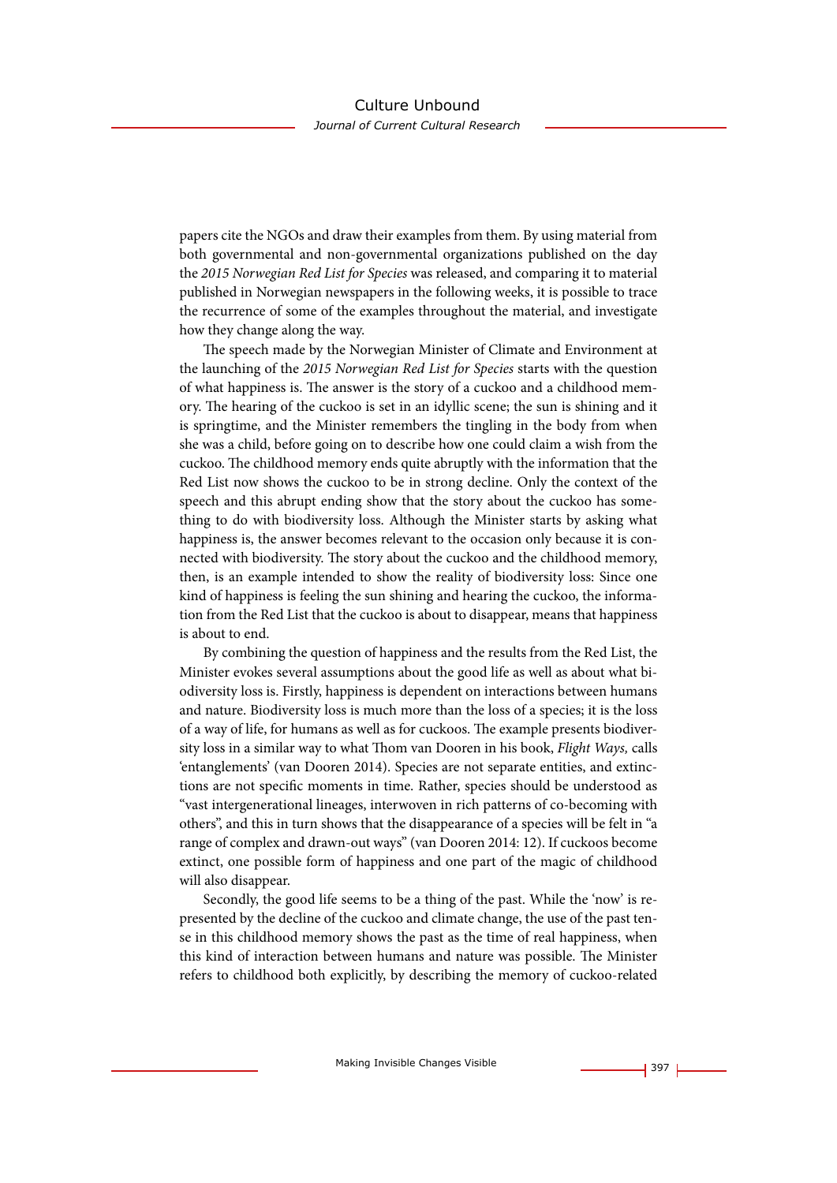papers cite the NGOs and draw their examples from them. By using material from both governmental and non-governmental organizations published on the day the *2015 Norwegian Red List for Species* was released, and comparing it to material published in Norwegian newspapers in the following weeks, it is possible to trace the recurrence of some of the examples throughout the material, and investigate how they change along the way.

The speech made by the Norwegian Minister of Climate and Environment at the launching of the *2015 Norwegian Red List for Species* starts with the question of what happiness is. The answer is the story of a cuckoo and a childhood memory. The hearing of the cuckoo is set in an idyllic scene; the sun is shining and it is springtime, and the Minister remembers the tingling in the body from when she was a child, before going on to describe how one could claim a wish from the cuckoo. The childhood memory ends quite abruptly with the information that the Red List now shows the cuckoo to be in strong decline. Only the context of the speech and this abrupt ending show that the story about the cuckoo has something to do with biodiversity loss. Although the Minister starts by asking what happiness is, the answer becomes relevant to the occasion only because it is connected with biodiversity. The story about the cuckoo and the childhood memory, then, is an example intended to show the reality of biodiversity loss: Since one kind of happiness is feeling the sun shining and hearing the cuckoo, the information from the Red List that the cuckoo is about to disappear, means that happiness is about to end.

By combining the question of happiness and the results from the Red List, the Minister evokes several assumptions about the good life as well as about what biodiversity loss is. Firstly, happiness is dependent on interactions between humans and nature. Biodiversity loss is much more than the loss of a species; it is the loss of a way of life, for humans as well as for cuckoos. The example presents biodiversity loss in a similar way to what Thom van Dooren in his book, *Flight Ways,* calls 'entanglements' (van Dooren 2014). Species are not separate entities, and extinctions are not specific moments in time. Rather, species should be understood as "vast intergenerational lineages, interwoven in rich patterns of co-becoming with others", and this in turn shows that the disappearance of a species will be felt in "a range of complex and drawn-out ways" (van Dooren 2014: 12). If cuckoos become extinct, one possible form of happiness and one part of the magic of childhood will also disappear.

Secondly, the good life seems to be a thing of the past. While the 'now' is represented by the decline of the cuckoo and climate change, the use of the past tense in this childhood memory shows the past as the time of real happiness, when this kind of interaction between humans and nature was possible. The Minister refers to childhood both explicitly, by describing the memory of cuckoo-related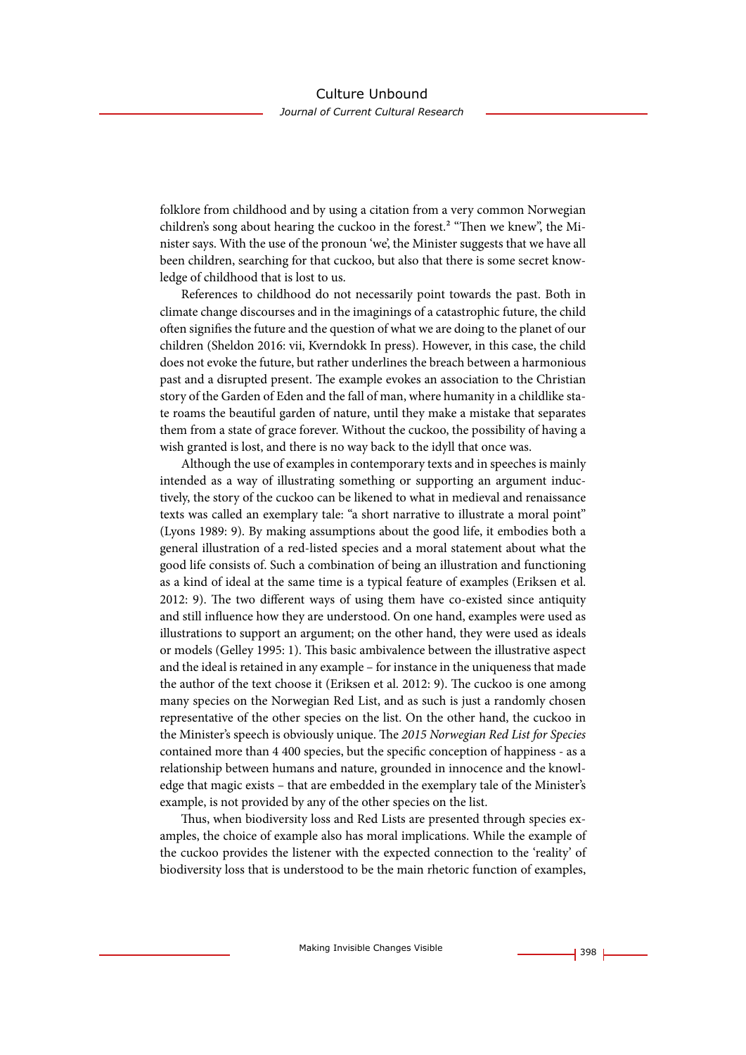folklore from childhood and by using a citation from a very common Norwegian children's song about hearing the cuckoo in the forest.[2] "Then we knew", the Minister says. With the use of the pronoun 'we', the Minister suggests that we have all been children, searching for that cuckoo, but also that there is some secret knowledge of childhood that is lost to us.

References to childhood do not necessarily point towards the past. Both in climate change discourses and in the imaginings of a catastrophic future, the child often signifies the future and the question of what we are doing to the planet of our children (Sheldon 2016: vii, Kverndokk In press). However, in this case, the child does not evoke the future, but rather underlines the breach between a harmonious past and a disrupted present. The example evokes an association to the Christian story of the Garden of Eden and the fall of man, where humanity in a childlike state roams the beautiful garden of nature, until they make a mistake that separates them from a state of grace forever. Without the cuckoo, the possibility of having a wish granted is lost, and there is no way back to the idyll that once was.

Although the use of examples in contemporary texts and in speeches is mainly intended as a way of illustrating something or supporting an argument inductively, the story of the cuckoo can be likened to what in medieval and renaissance texts was called an exemplary tale: "a short narrative to illustrate a moral point" (Lyons 1989: 9). By making assumptions about the good life, it embodies both a general illustration of a red-listed species and a moral statement about what the good life consists of. Such a combination of being an illustration and functioning as a kind of ideal at the same time is a typical feature of examples (Eriksen et al. 2012: 9). The two different ways of using them have co-existed since antiquity and still influence how they are understood. On one hand, examples were used as illustrations to support an argument; on the other hand, they were used as ideals or models (Gelley 1995: 1). This basic ambivalence between the illustrative aspect and the ideal is retained in any example – for instance in the uniqueness that made the author of the text choose it (Eriksen et al. 2012: 9). The cuckoo is one among many species on the Norwegian Red List, and as such is just a randomly chosen representative of the other species on the list. On the other hand, the cuckoo in the Minister's speech is obviously unique. The *2015 Norwegian Red List for Species* contained more than 4 400 species, but the specific conception of happiness - as a relationship between humans and nature, grounded in innocence and the knowledge that magic exists – that are embedded in the exemplary tale of the Minister's example, is not provided by any of the other species on the list.

Thus, when biodiversity loss and Red Lists are presented through species examples, the choice of example also has moral implications. While the example of the cuckoo provides the listener with the expected connection to the 'reality' of biodiversity loss that is understood to be the main rhetoric function of examples,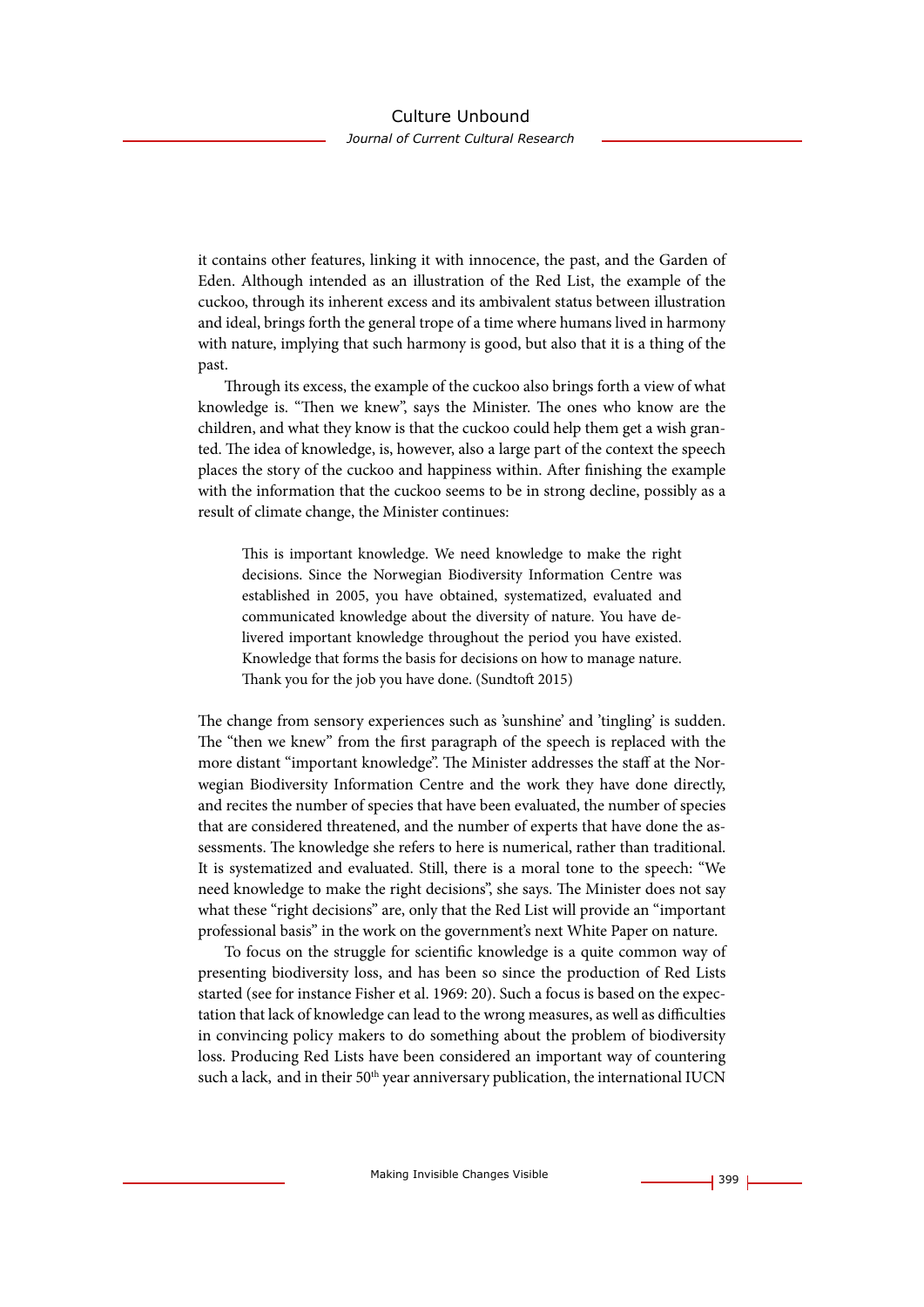it contains other features, linking it with innocence, the past, and the Garden of Eden. Although intended as an illustration of the Red List, the example of the cuckoo, through its inherent excess and its ambivalent status between illustration and ideal, brings forth the general trope of a time where humans lived in harmony with nature, implying that such harmony is good, but also that it is a thing of the past.

Through its excess, the example of the cuckoo also brings forth a view of what knowledge is. "Then we knew", says the Minister. The ones who know are the children, and what they know is that the cuckoo could help them get a wish granted. The idea of knowledge, is, however, also a large part of the context the speech places the story of the cuckoo and happiness within. After finishing the example with the information that the cuckoo seems to be in strong decline, possibly as a result of climate change, the Minister continues:

> This is important knowledge. We need knowledge to make the right decisions. Since the Norwegian Biodiversity Information Centre was established in 2005, you have obtained, systematized, evaluated and communicated knowledge about the diversity of nature. You have delivered important knowledge throughout the period you have existed. Knowledge that forms the basis for decisions on how to manage nature. Thank you for the job you have done. (Sundtoft 2015)

The change from sensory experiences such as 'sunshine' and 'tingling' is sudden. The "then we knew" from the first paragraph of the speech is replaced with the more distant "important knowledge". The Minister addresses the staff at the Norwegian Biodiversity Information Centre and the work they have done directly, and recites the number of species that have been evaluated, the number of species that are considered threatened, and the number of experts that have done the assessments. The knowledge she refers to here is numerical, rather than traditional. It is systematized and evaluated. Still, there is a moral tone to the speech: "We need knowledge to make the right decisions", she says. The Minister does not say what these "right decisions" are, only that the Red List will provide an "important professional basis" in the work on the government's next White Paper on nature.

To focus on the struggle for scientific knowledge is a quite common way of presenting biodiversity loss, and has been so since the production of Red Lists started (see for instance Fisher et al. 1969: 20). Such a focus is based on the expectation that lack of knowledge can lead to the wrong measures, as well as difficulties in convincing policy makers to do something about the problem of biodiversity loss. Producing Red Lists have been considered an important way of countering such a lack, and in their 50th year anniversary publication, the international IUCN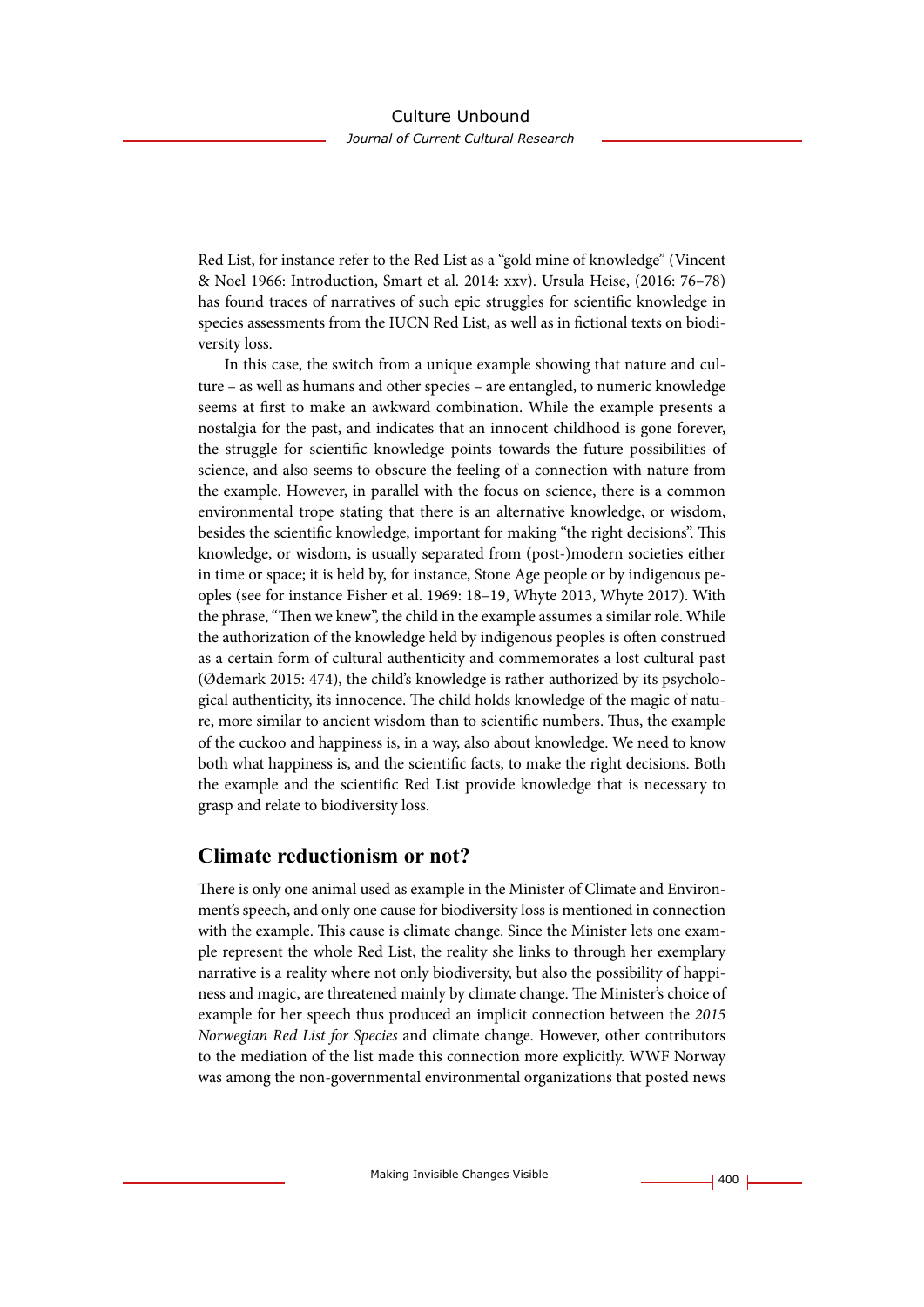Red List, for instance refer to the Red List as a "gold mine of knowledge" (Vincent & Noel 1966: Introduction, Smart et al. 2014: xxv). Ursula Heise, (2016: 76–78) has found traces of narratives of such epic struggles for scientific knowledge in species assessments from the IUCN Red List, as well as in fictional texts on biodiversity loss.

In this case, the switch from a unique example showing that nature and culture – as well as humans and other species – are entangled, to numeric knowledge seems at first to make an awkward combination. While the example presents a nostalgia for the past, and indicates that an innocent childhood is gone forever, the struggle for scientific knowledge points towards the future possibilities of science, and also seems to obscure the feeling of a connection with nature from the example. However, in parallel with the focus on science, there is a common environmental trope stating that there is an alternative knowledge, or wisdom, besides the scientific knowledge, important for making "the right decisions". This knowledge, or wisdom, is usually separated from (post-)modern societies either in time or space; it is held by, for instance, Stone Age people or by indigenous peoples (see for instance Fisher et al. 1969: 18–19, Whyte 2013, Whyte 2017). With the phrase, "Then we knew", the child in the example assumes a similar role. While the authorization of the knowledge held by indigenous peoples is often construed as a certain form of cultural authenticity and commemorates a lost cultural past (Ødemark 2015: 474), the child's knowledge is rather authorized by its psychological authenticity, its innocence. The child holds knowledge of the magic of nature, more similar to ancient wisdom than to scientific numbers. Thus, the example of the cuckoo and happiness is, in a way, also about knowledge. We need to know both what happiness is, and the scientific facts, to make the right decisions. Both the example and the scientific Red List provide knowledge that is necessary to grasp and relate to biodiversity loss.

## Climate reductionism or not?

There is only one animal used as example in the Minister of Climate and Environment's speech, and only one cause for biodiversity loss is mentioned in connection with the example. This cause is climate change. Since the Minister lets one example represent the whole Red List, the reality she links to through her exemplary narrative is a reality where not only biodiversity, but also the possibility of happiness and magic, are threatened mainly by climate change. The Minister's choice of example for her speech thus produced an implicit connection between the *2015 Norwegian Red List for Species* and climate change. However, other contributors to the mediation of the list made this connection more explicitly. WWF Norway was among the non-governmental environmental organizations that posted news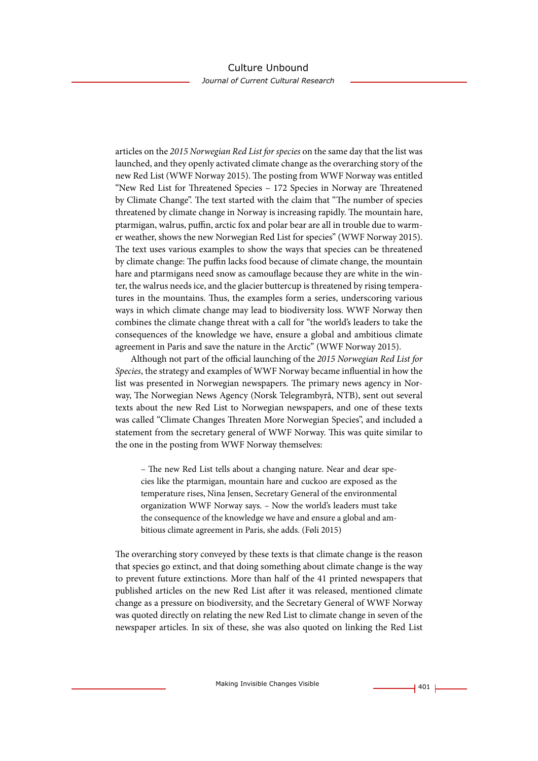articles on the *2015 Norwegian Red List for species* on the same day that the list was launched, and they openly activated climate change as the overarching story of the new Red List (WWF Norway 2015). The posting from WWF Norway was entitled "New Red List for Threatened Species – 172 Species in Norway are Threatened by Climate Change". The text started with the claim that "The number of species threatened by climate change in Norway is increasing rapidly. The mountain hare, ptarmigan, walrus, puffin, arctic fox and polar bear are all in trouble due to warmer weather, shows the new Norwegian Red List for species" (WWF Norway 2015). The text uses various examples to show the ways that species can be threatened by climate change: The puffin lacks food because of climate change, the mountain hare and ptarmigans need snow as camouflage because they are white in the winter, the walrus needs ice, and the glacier buttercup is threatened by rising temperatures in the mountains. Thus, the examples form a series, underscoring various ways in which climate change may lead to biodiversity loss. WWF Norway then combines the climate change threat with a call for "the world's leaders to take the consequences of the knowledge we have, ensure a global and ambitious climate agreement in Paris and save the nature in the Arctic" (WWF Norway 2015).

Although not part of the official launching of the *2015 Norwegian Red List for Species*, the strategy and examples of WWF Norway became influential in how the list was presented in Norwegian newspapers. The primary news agency in Norway, The Norwegian News Agency (Norsk Telegrambyrå, NTB), sent out several texts about the new Red List to Norwegian newspapers, and one of these texts was called "Climate Changes Threaten More Norwegian Species", and included a statement from the secretary general of WWF Norway. This was quite similar to the one in the posting from WWF Norway themselves:

> – The new Red List tells about a changing nature. Near and dear species like the ptarmigan, mountain hare and cuckoo are exposed as the temperature rises, Nina Jensen, Secretary General of the environmental organization WWF Norway says. – Now the world's leaders must take the consequence of the knowledge we have and ensure a global and ambitious climate agreement in Paris, she adds. (Føli 2015)

The overarching story conveyed by these texts is that climate change is the reason that species go extinct, and that doing something about climate change is the way to prevent future extinctions. More than half of the 41 printed newspapers that published articles on the new Red List after it was released, mentioned climate change as a pressure on biodiversity, and the Secretary General of WWF Norway was quoted directly on relating the new Red List to climate change in seven of the newspaper articles. In six of these, she was also quoted on linking the Red List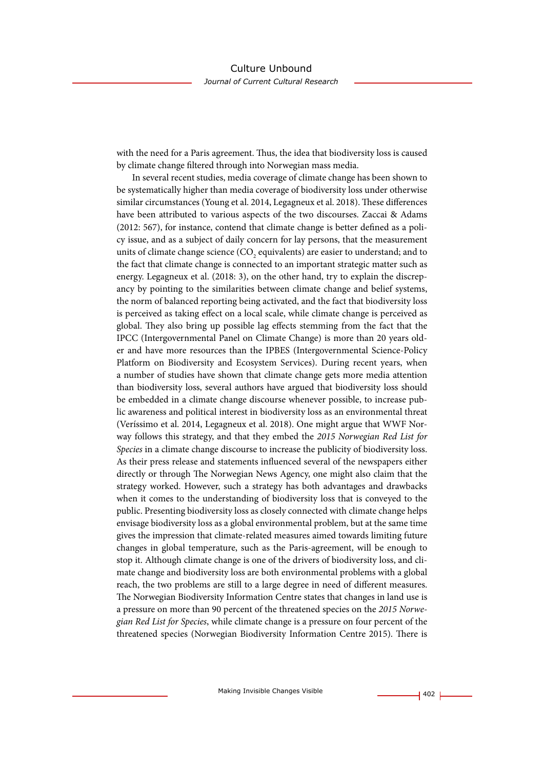with the need for a Paris agreement. Thus, the idea that biodiversity loss is caused by climate change filtered through into Norwegian mass media.

In several recent studies, media coverage of climate change has been shown to be systematically higher than media coverage of biodiversity loss under otherwise similar circumstances (Young et al. 2014, Legagneux et al. 2018). These differences have been attributed to various aspects of the two discourses. Zaccai & Adams (2012: 567), for instance, contend that climate change is better defined as a policy issue, and as a subject of daily concern for lay persons, that the measurement units of climate change science ($CO_2$ equivalents) are easier to understand; and to the fact that climate change is connected to an important strategic matter such as energy. Legagneux et al. (2018: 3), on the other hand, try to explain the discrepancy by pointing to the similarities between climate change and belief systems, the norm of balanced reporting being activated, and the fact that biodiversity loss is perceived as taking effect on a local scale, while climate change is perceived as global. They also bring up possible lag effects stemming from the fact that the IPCC (Intergovernmental Panel on Climate Change) is more than 20 years older and have more resources than the IPBES (Intergovernmental Science-Policy Platform on Biodiversity and Ecosystem Services). During recent years, when a number of studies have shown that climate change gets more media attention than biodiversity loss, several authors have argued that biodiversity loss should be embedded in a climate change discourse whenever possible, to increase public awareness and political interest in biodiversity loss as an environmental threat (Veríssimo et al. 2014, Legagneux et al. 2018). One might argue that WWF Norway follows this strategy, and that they embed the *2015 Norwegian Red List for Species* in a climate change discourse to increase the publicity of biodiversity loss. As their press release and statements influenced several of the newspapers either directly or through The Norwegian News Agency, one might also claim that the strategy worked. However, such a strategy has both advantages and drawbacks when it comes to the understanding of biodiversity loss that is conveyed to the public. Presenting biodiversity loss as closely connected with climate change helps envisage biodiversity loss as a global environmental problem, but at the same time gives the impression that climate-related measures aimed towards limiting future changes in global temperature, such as the Paris-agreement, will be enough to stop it. Although climate change is one of the drivers of biodiversity loss, and climate change and biodiversity loss are both environmental problems with a global reach, the two problems are still to a large degree in need of different measures. The Norwegian Biodiversity Information Centre states that changes in land use is a pressure on more than 90 percent of the threatened species on the *2015 Norwegian Red List for Species*, while climate change is a pressure on four percent of the threatened species (Norwegian Biodiversity Information Centre 2015). There is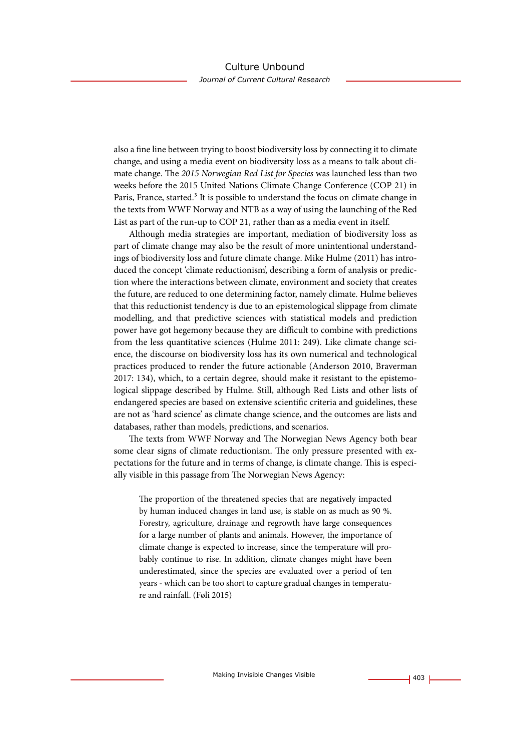also a fine line between trying to boost biodiversity loss by connecting it to climate change, and using a media event on biodiversity loss as a means to talk about climate change. The *2015 Norwegian Red List for Species* was launched less than two weeks before the 2015 United Nations Climate Change Conference (COP 21) in Paris, France, started.[3] It is possible to understand the focus on climate change in the texts from WWF Norway and NTB as a way of using the launching of the Red List as part of the run-up to COP 21, rather than as a media event in itself.

Although media strategies are important, mediation of biodiversity loss as part of climate change may also be the result of more unintentional understandings of biodiversity loss and future climate change. Mike Hulme (2011) has introduced the concept 'climate reductionism', describing a form of analysis or prediction where the interactions between climate, environment and society that creates the future, are reduced to one determining factor, namely climate. Hulme believes that this reductionist tendency is due to an epistemological slippage from climate modelling, and that predictive sciences with statistical models and prediction power have got hegemony because they are difficult to combine with predictions from the less quantitative sciences (Hulme 2011: 249). Like climate change science, the discourse on biodiversity loss has its own numerical and technological practices produced to render the future actionable (Anderson 2010, Braverman 2017: 134), which, to a certain degree, should make it resistant to the epistemological slippage described by Hulme. Still, although Red Lists and other lists of endangered species are based on extensive scientific criteria and guidelines, these are not as 'hard science' as climate change science, and the outcomes are lists and databases, rather than models, predictions, and scenarios.

The texts from WWF Norway and The Norwegian News Agency both bear some clear signs of climate reductionism. The only pressure presented with expectations for the future and in terms of change, is climate change. This is especially visible in this passage from The Norwegian News Agency:

> The proportion of the threatened species that are negatively impacted by human induced changes in land use, is stable on as much as 90 %. Forestry, agriculture, drainage and regrowth have large consequences for a large number of plants and animals. However, the importance of climate change is expected to increase, since the temperature will probably continue to rise. In addition, climate changes might have been underestimated, since the species are evaluated over a period of ten years - which can be too short to capture gradual changes in temperature and rainfall. (Føli 2015)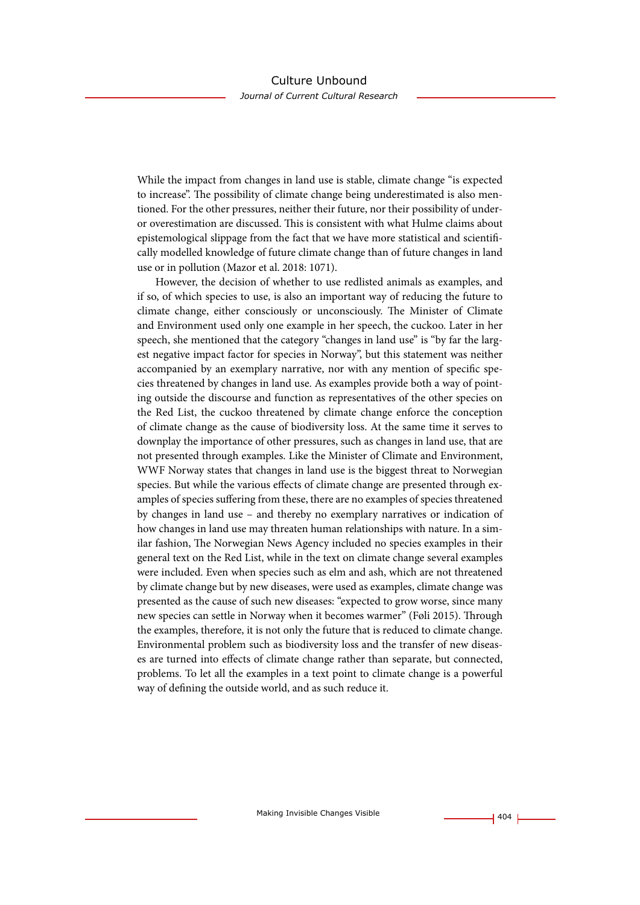While the impact from changes in land use is stable, climate change "is expected to increase". The possibility of climate change being underestimated is also mentioned. For the other pressures, neither their future, nor their possibility of under- or overestimation are discussed. This is consistent with what Hulme claims about epistemological slippage from the fact that we have more statistical and scientifically modelled knowledge of future climate change than of future changes in land use or in pollution (Mazor et al. 2018: 1071).

However, the decision of whether to use redlisted animals as examples, and if so, of which species to use, is also an important way of reducing the future to climate change, either consciously or unconsciously. The Minister of Climate and Environment used only one example in her speech, the cuckoo. Later in her speech, she mentioned that the category "changes in land use" is "by far the largest negative impact factor for species in Norway", but this statement was neither accompanied by an exemplary narrative, nor with any mention of specific species threatened by changes in land use. As examples provide both a way of pointing outside the discourse and function as representatives of the other species on the Red List, the cuckoo threatened by climate change enforce the conception of climate change as the cause of biodiversity loss. At the same time it serves to downplay the importance of other pressures, such as changes in land use, that are not presented through examples. Like the Minister of Climate and Environment, WWF Norway states that changes in land use is the biggest threat to Norwegian species. But while the various effects of climate change are presented through examples of species suffering from these, there are no examples of species threatened by changes in land use – and thereby no exemplary narratives or indication of how changes in land use may threaten human relationships with nature. In a similar fashion, The Norwegian News Agency included no species examples in their general text on the Red List, while in the text on climate change several examples were included. Even when species such as elm and ash, which are not threatened by climate change but by new diseases, were used as examples, climate change was presented as the cause of such new diseases: "expected to grow worse, since many new species can settle in Norway when it becomes warmer" (Føli 2015). Through the examples, therefore, it is not only the future that is reduced to climate change. Environmental problem such as biodiversity loss and the transfer of new diseases are turned into effects of climate change rather than separate, but connected, problems. To let all the examples in a text point to climate change is a powerful way of defining the outside world, and as such reduce it.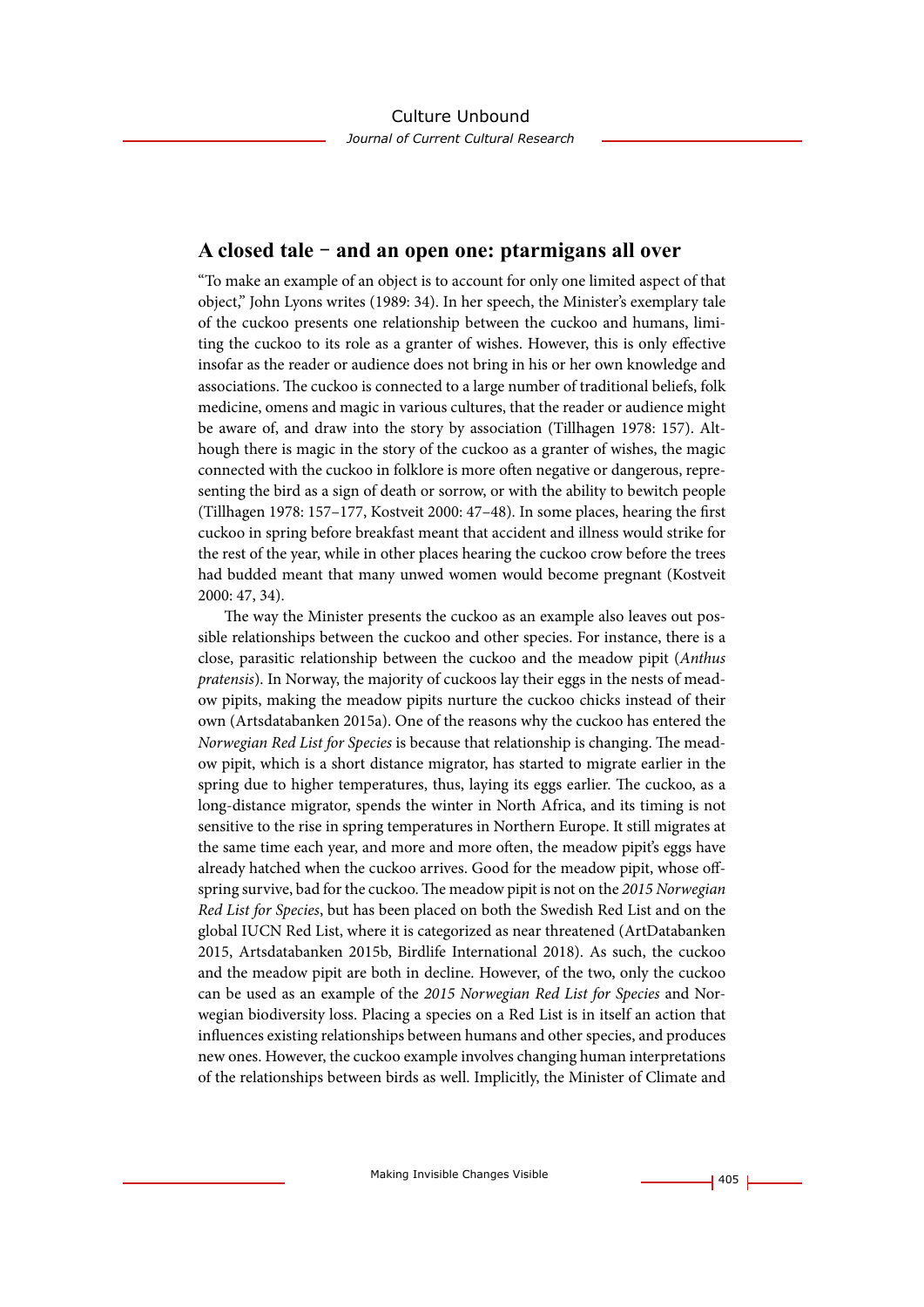## A closed tale – and an open one: ptarmigans all over

"To make an example of an object is to account for only one limited aspect of that object," John Lyons writes (1989: 34). In her speech, the Minister's exemplary tale of the cuckoo presents one relationship between the cuckoo and humans, limiting the cuckoo to its role as a granter of wishes. However, this is only effective insofar as the reader or audience does not bring in his or her own knowledge and associations. The cuckoo is connected to a large number of traditional beliefs, folk medicine, omens and magic in various cultures, that the reader or audience might be aware of, and draw into the story by association (Tillhagen 1978: 157). Although there is magic in the story of the cuckoo as a granter of wishes, the magic connected with the cuckoo in folklore is more often negative or dangerous, representing the bird as a sign of death or sorrow, or with the ability to bewitch people (Tillhagen 1978: 157–177, Kostveit 2000: 47–48). In some places, hearing the first cuckoo in spring before breakfast meant that accident and illness would strike for the rest of the year, while in other places hearing the cuckoo crow before the trees had budded meant that many unwed women would become pregnant (Kostveit 2000: 47, 34).

The way the Minister presents the cuckoo as an example also leaves out possible relationships between the cuckoo and other species. For instance, there is a close, parasitic relationship between the cuckoo and the meadow pipit (*Anthus pratensis*). In Norway, the majority of cuckoos lay their eggs in the nests of meadow pipits, making the meadow pipits nurture the cuckoo chicks instead of their own (Artsdatabanken 2015a). One of the reasons why the cuckoo has entered the *Norwegian Red List for Species* is because that relationship is changing. The meadow pipit, which is a short distance migrator, has started to migrate earlier in the spring due to higher temperatures, thus, laying its eggs earlier. The cuckoo, as a long-distance migrator, spends the winter in North Africa, and its timing is not sensitive to the rise in spring temperatures in Northern Europe. It still migrates at the same time each year, and more and more often, the meadow pipit's eggs have already hatched when the cuckoo arrives. Good for the meadow pipit, whose offspring survive, bad for the cuckoo. The meadow pipit is not on the *2015 Norwegian Red List for Species*, but has been placed on both the Swedish Red List and on the global IUCN Red List, where it is categorized as near threatened (ArtDatabanken 2015, Artsdatabanken 2015b, Birdlife International 2018). As such, the cuckoo and the meadow pipit are both in decline. However, of the two, only the cuckoo can be used as an example of the *2015 Norwegian Red List for Species* and Norwegian biodiversity loss. Placing a species on a Red List is in itself an action that influences existing relationships between humans and other species, and produces new ones. However, the cuckoo example involves changing human interpretations of the relationships between birds as well. Implicitly, the Minister of Climate and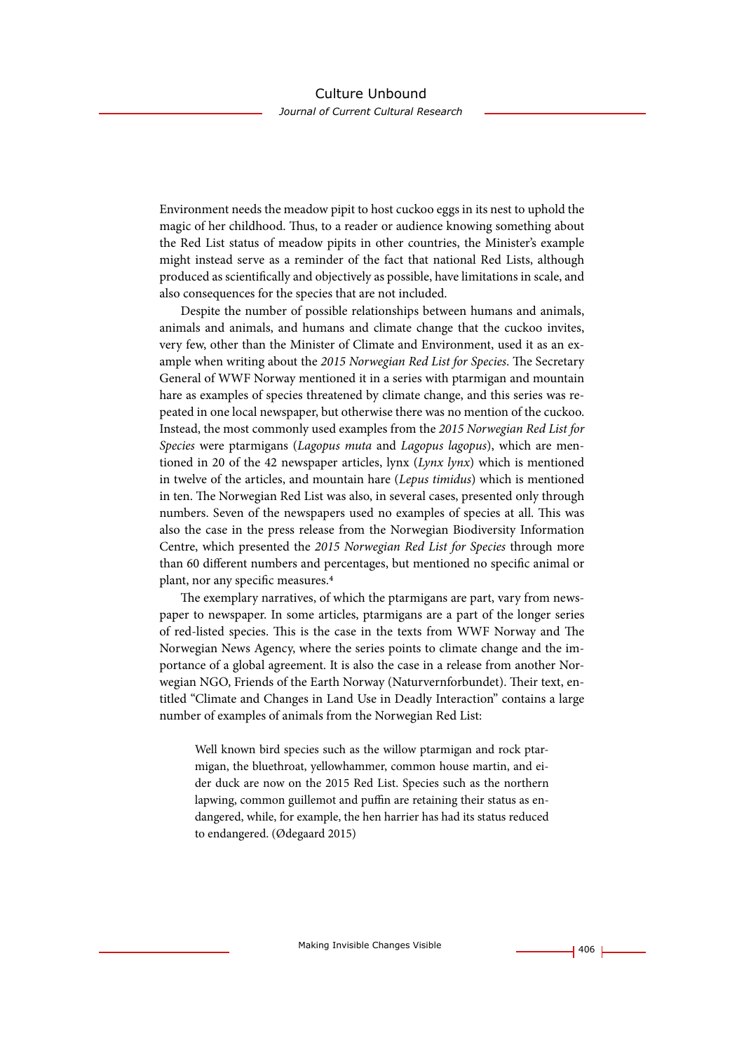Environment needs the meadow pipit to host cuckoo eggs in its nest to uphold the magic of her childhood. Thus, to a reader or audience knowing something about the Red List status of meadow pipits in other countries, the Minister's example might instead serve as a reminder of the fact that national Red Lists, although produced as scientifically and objectively as possible, have limitations in scale, and also consequences for the species that are not included.

Despite the number of possible relationships between humans and animals, animals and animals, and humans and climate change that the cuckoo invites, very few, other than the Minister of Climate and Environment, used it as an example when writing about the *2015 Norwegian Red List for Species*. The Secretary General of WWF Norway mentioned it in a series with ptarmigan and mountain hare as examples of species threatened by climate change, and this series was repeated in one local newspaper, but otherwise there was no mention of the cuckoo. Instead, the most commonly used examples from the *2015 Norwegian Red List for Species* were ptarmigans (*Lagopus muta* and *Lagopus lagopus*), which are mentioned in 20 of the 42 newspaper articles, lynx (*Lynx lynx*) which is mentioned in twelve of the articles, and mountain hare (*Lepus timidus*) which is mentioned in ten. The Norwegian Red List was also, in several cases, presented only through numbers. Seven of the newspapers used no examples of species at all. This was also the case in the press release from the Norwegian Biodiversity Information Centre, which presented the *2015 Norwegian Red List for Species* through more than 60 different numbers and percentages, but mentioned no specific animal or plant, nor any specific measures.[4]

The exemplary narratives, of which the ptarmigans are part, vary from newspaper to newspaper. In some articles, ptarmigans are a part of the longer series of red-listed species. This is the case in the texts from WWF Norway and The Norwegian News Agency, where the series points to climate change and the importance of a global agreement. It is also the case in a release from another Norwegian NGO, Friends of the Earth Norway (Naturvernforbundet). Their text, entitled "Climate and Changes in Land Use in Deadly Interaction" contains a large number of examples of animals from the Norwegian Red List:

> Well known bird species such as the willow ptarmigan and rock ptarmigan, the bluethroat, yellowhammer, common house martin, and eider duck are now on the 2015 Red List. Species such as the northern lapwing, common guillemot and puffin are retaining their status as endangered, while, for example, the hen harrier has had its status reduced to endangered. (Ødegaard 2015)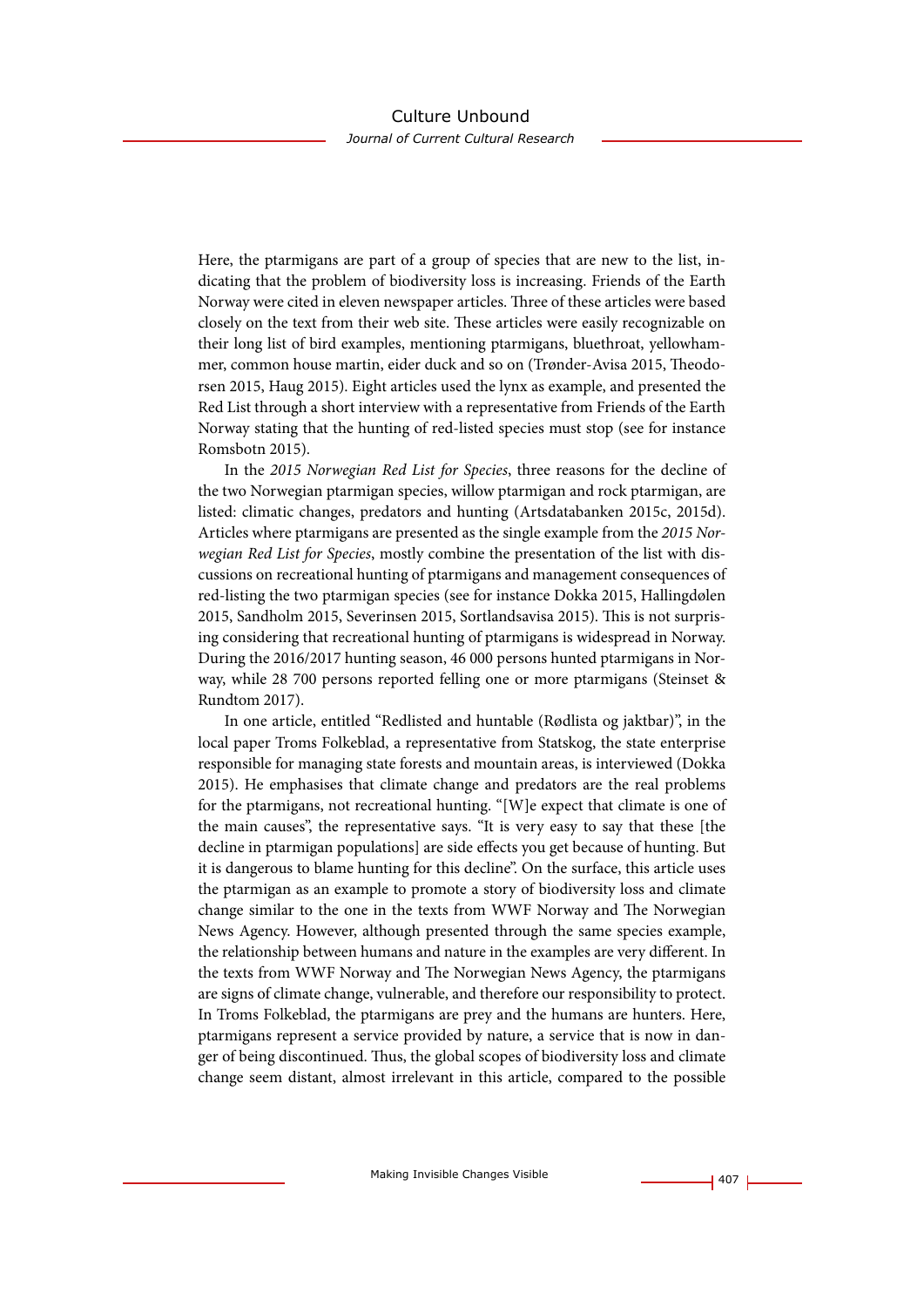Here, the ptarmigans are part of a group of species that are new to the list, indicating that the problem of biodiversity loss is increasing. Friends of the Earth Norway were cited in eleven newspaper articles. Three of these articles were based closely on the text from their web site. These articles were easily recognizable on their long list of bird examples, mentioning ptarmigans, bluethroat, yellowhammer, common house martin, eider duck and so on (Trønder-Avisa 2015, Theodorsen 2015, Haug 2015). Eight articles used the lynx as example, and presented the Red List through a short interview with a representative from Friends of the Earth Norway stating that the hunting of red-listed species must stop (see for instance Romsbotn 2015).

In the *2015 Norwegian Red List for Species*, three reasons for the decline of the two Norwegian ptarmigan species, willow ptarmigan and rock ptarmigan, are listed: climatic changes, predators and hunting (Artsdatabanken 2015c, 2015d). Articles where ptarmigans are presented as the single example from the *2015 Norwegian Red List for Species*, mostly combine the presentation of the list with discussions on recreational hunting of ptarmigans and management consequences of red-listing the two ptarmigan species (see for instance Dokka 2015, Hallingdølen 2015, Sandholm 2015, Severinsen 2015, Sortlandsavisa 2015). This is not surprising considering that recreational hunting of ptarmigans is widespread in Norway. During the 2016/2017 hunting season, 46 000 persons hunted ptarmigans in Norway, while 28 700 persons reported felling one or more ptarmigans (Steinset & Rundtom 2017).

In one article, entitled "Redlisted and huntable (Rødlista og jaktbar)", in the local paper Troms Folkeblad, a representative from Statskog, the state enterprise responsible for managing state forests and mountain areas, is interviewed (Dokka 2015). He emphasises that climate change and predators are the real problems for the ptarmigans, not recreational hunting. "[W]e expect that climate is one of the main causes", the representative says. "It is very easy to say that these [the decline in ptarmigan populations] are side effects you get because of hunting. But it is dangerous to blame hunting for this decline". On the surface, this article uses the ptarmigan as an example to promote a story of biodiversity loss and climate change similar to the one in the texts from WWF Norway and The Norwegian News Agency. However, although presented through the same species example, the relationship between humans and nature in the examples are very different. In the texts from WWF Norway and The Norwegian News Agency, the ptarmigans are signs of climate change, vulnerable, and therefore our responsibility to protect. In Troms Folkeblad, the ptarmigans are prey and the humans are hunters. Here, ptarmigans represent a service provided by nature, a service that is now in danger of being discontinued. Thus, the global scopes of biodiversity loss and climate change seem distant, almost irrelevant in this article, compared to the possible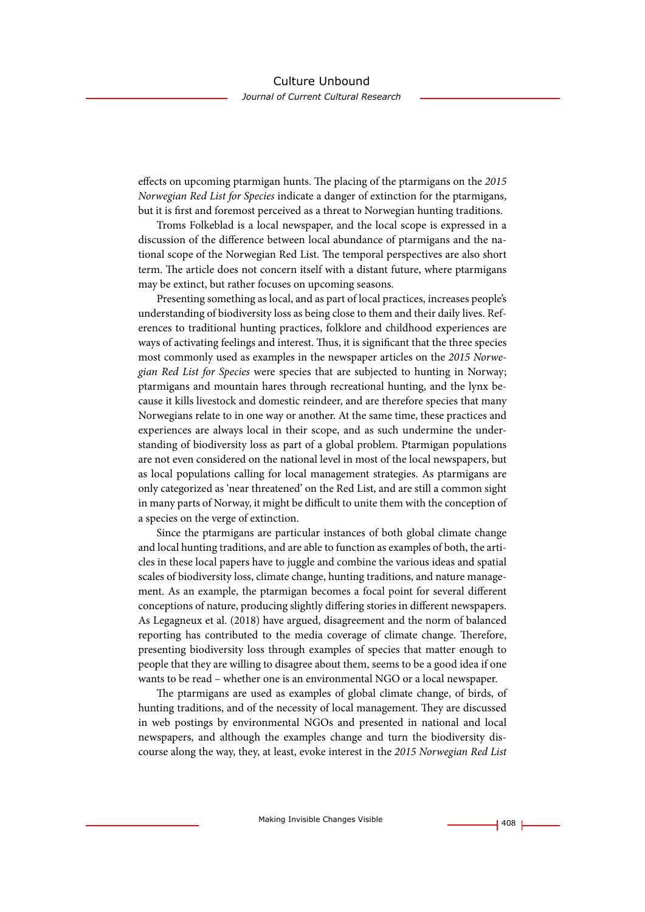effects on upcoming ptarmigan hunts. The placing of the ptarmigans on the *2015 Norwegian Red List for Species* indicate a danger of extinction for the ptarmigans, but it is first and foremost perceived as a threat to Norwegian hunting traditions.

Troms Folkeblad is a local newspaper, and the local scope is expressed in a discussion of the difference between local abundance of ptarmigans and the national scope of the Norwegian Red List. The temporal perspectives are also short term. The article does not concern itself with a distant future, where ptarmigans may be extinct, but rather focuses on upcoming seasons.

Presenting something as local, and as part of local practices, increases people's understanding of biodiversity loss as being close to them and their daily lives. References to traditional hunting practices, folklore and childhood experiences are ways of activating feelings and interest. Thus, it is significant that the three species most commonly used as examples in the newspaper articles on the *2015 Norwegian Red List for Species* were species that are subjected to hunting in Norway; ptarmigans and mountain hares through recreational hunting, and the lynx because it kills livestock and domestic reindeer, and are therefore species that many Norwegians relate to in one way or another. At the same time, these practices and experiences are always local in their scope, and as such undermine the understanding of biodiversity loss as part of a global problem. Ptarmigan populations are not even considered on the national level in most of the local newspapers, but as local populations calling for local management strategies. As ptarmigans are only categorized as 'near threatened' on the Red List, and are still a common sight in many parts of Norway, it might be difficult to unite them with the conception of a species on the verge of extinction.

Since the ptarmigans are particular instances of both global climate change and local hunting traditions, and are able to function as examples of both, the articles in these local papers have to juggle and combine the various ideas and spatial scales of biodiversity loss, climate change, hunting traditions, and nature management. As an example, the ptarmigan becomes a focal point for several different conceptions of nature, producing slightly differing stories in different newspapers. As Legagneux et al. (2018) have argued, disagreement and the norm of balanced reporting has contributed to the media coverage of climate change. Therefore, presenting biodiversity loss through examples of species that matter enough to people that they are willing to disagree about them, seems to be a good idea if one wants to be read – whether one is an environmental NGO or a local newspaper.

The ptarmigans are used as examples of global climate change, of birds, of hunting traditions, and of the necessity of local management. They are discussed in web postings by environmental NGOs and presented in national and local newspapers, and although the examples change and turn the biodiversity discourse along the way, they, at least, evoke interest in the *2015 Norwegian Red List*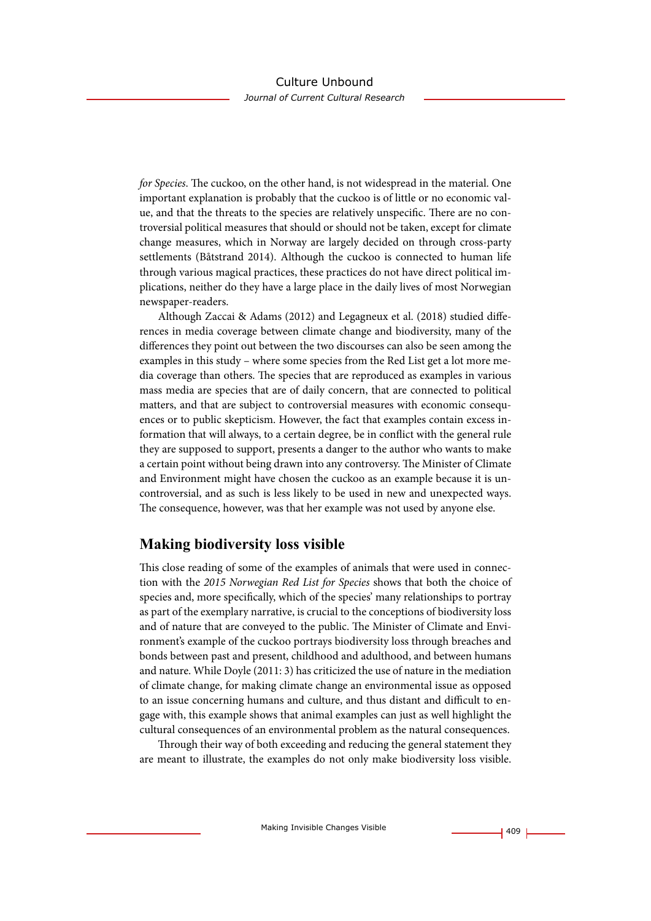*for Species*. The cuckoo, on the other hand, is not widespread in the material. One important explanation is probably that the cuckoo is of little or no economic value, and that the threats to the species are relatively unspecific. There are no controversial political measures that should or should not be taken, except for climate change measures, which in Norway are largely decided on through cross-party settlements (Båtstrand 2014). Although the cuckoo is connected to human life through various magical practices, these practices do not have direct political implications, neither do they have a large place in the daily lives of most Norwegian newspaper-readers.

Although Zaccai & Adams (2012) and Legagneux et al. (2018) studied differences in media coverage between climate change and biodiversity, many of the differences they point out between the two discourses can also be seen among the examples in this study – where some species from the Red List get a lot more media coverage than others. The species that are reproduced as examples in various mass media are species that are of daily concern, that are connected to political matters, and that are subject to controversial measures with economic consequences or to public skepticism. However, the fact that examples contain excess information that will always, to a certain degree, be in conflict with the general rule they are supposed to support, presents a danger to the author who wants to make a certain point without being drawn into any controversy. The Minister of Climate and Environment might have chosen the cuckoo as an example because it is uncontroversial, and as such is less likely to be used in new and unexpected ways. The consequence, however, was that her example was not used by anyone else.

## Making biodiversity loss visible

This close reading of some of the examples of animals that were used in connection with the *2015 Norwegian Red List for Species* shows that both the choice of species and, more specifically, which of the species' many relationships to portray as part of the exemplary narrative, is crucial to the conceptions of biodiversity loss and of nature that are conveyed to the public. The Minister of Climate and Environment's example of the cuckoo portrays biodiversity loss through breaches and bonds between past and present, childhood and adulthood, and between humans and nature. While Doyle (2011: 3) has criticized the use of nature in the mediation of climate change, for making climate change an environmental issue as opposed to an issue concerning humans and culture, and thus distant and difficult to engage with, this example shows that animal examples can just as well highlight the cultural consequences of an environmental problem as the natural consequences.

Through their way of both exceeding and reducing the general statement they are meant to illustrate, the examples do not only make biodiversity loss visible.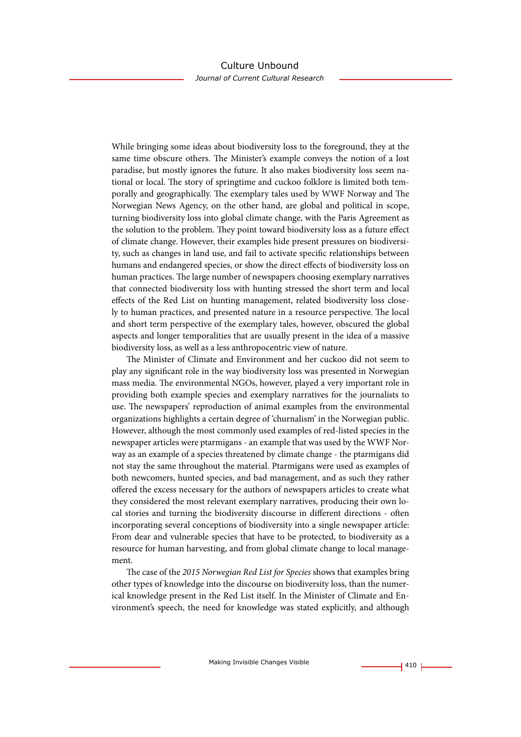While bringing some ideas about biodiversity loss to the foreground, they at the same time obscure others. The Minister's example conveys the notion of a lost paradise, but mostly ignores the future. It also makes biodiversity loss seem national or local. The story of springtime and cuckoo folklore is limited both temporally and geographically. The exemplary tales used by WWF Norway and The Norwegian News Agency, on the other hand, are global and political in scope, turning biodiversity loss into global climate change, with the Paris Agreement as the solution to the problem. They point toward biodiversity loss as a future effect of climate change. However, their examples hide present pressures on biodiversity, such as changes in land use, and fail to activate specific relationships between humans and endangered species, or show the direct effects of biodiversity loss on human practices. The large number of newspapers choosing exemplary narratives that connected biodiversity loss with hunting stressed the short term and local effects of the Red List on hunting management, related biodiversity loss closely to human practices, and presented nature in a resource perspective. The local and short term perspective of the exemplary tales, however, obscured the global aspects and longer temporalities that are usually present in the idea of a massive biodiversity loss, as well as a less anthropocentric view of nature.

The Minister of Climate and Environment and her cuckoo did not seem to play any significant role in the way biodiversity loss was presented in Norwegian mass media. The environmental NGOs, however, played a very important role in providing both example species and exemplary narratives for the journalists to use. The newspapers' reproduction of animal examples from the environmental organizations highlights a certain degree of 'churnalism' in the Norwegian public. However, although the most commonly used examples of red-listed species in the newspaper articles were ptarmigans - an example that was used by the WWF Norway as an example of a species threatened by climate change - the ptarmigans did not stay the same throughout the material. Ptarmigans were used as examples of both newcomers, hunted species, and bad management, and as such they rather offered the excess necessary for the authors of newspapers articles to create what they considered the most relevant exemplary narratives, producing their own local stories and turning the biodiversity discourse in different directions - often incorporating several conceptions of biodiversity into a single newspaper article: From dear and vulnerable species that have to be protected, to biodiversity as a resource for human harvesting, and from global climate change to local management.

The case of the *2015 Norwegian Red List for Species* shows that examples bring other types of knowledge into the discourse on biodiversity loss, than the numerical knowledge present in the Red List itself. In the Minister of Climate and Environment's speech, the need for knowledge was stated explicitly, and although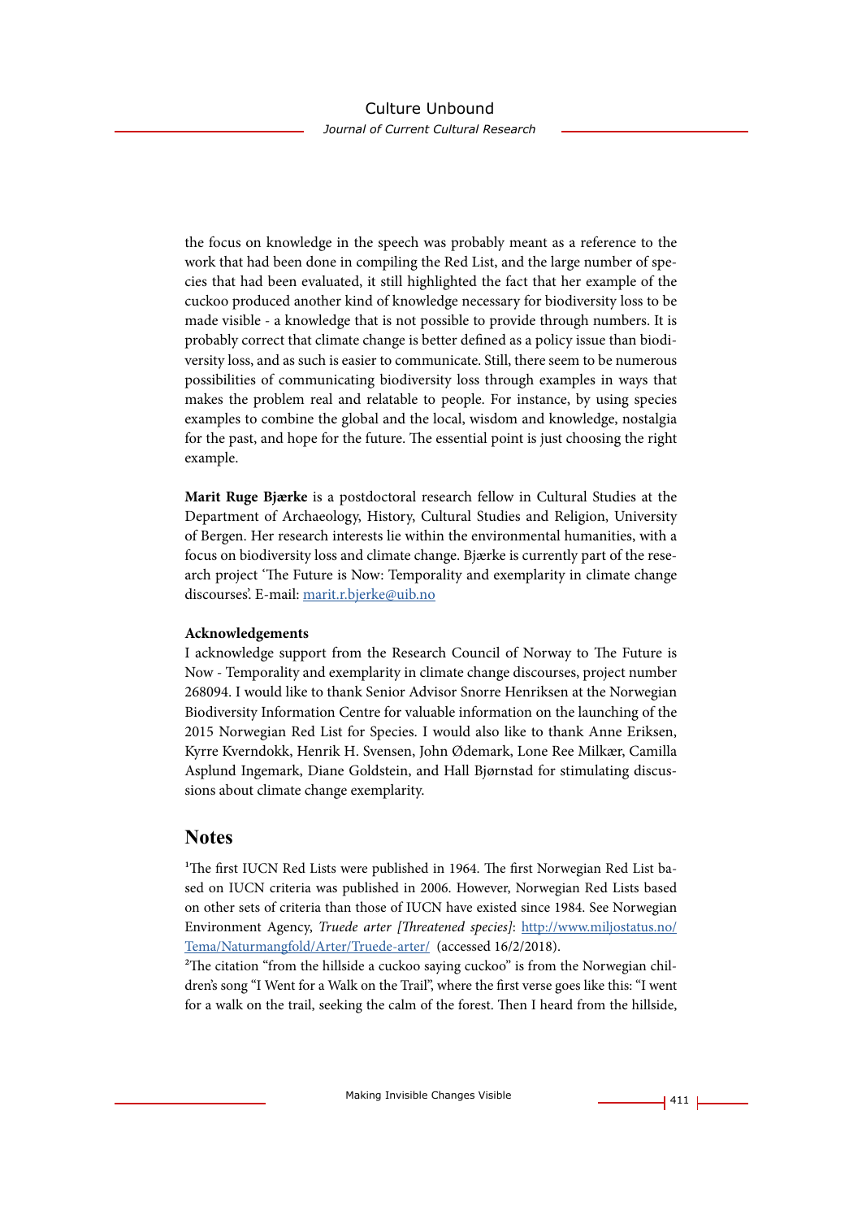the focus on knowledge in the speech was probably meant as a reference to the work that had been done in compiling the Red List, and the large number of species that had been evaluated, it still highlighted the fact that her example of the cuckoo produced another kind of knowledge necessary for biodiversity loss to be made visible - a knowledge that is not possible to provide through numbers. It is probably correct that climate change is better defined as a policy issue than biodiversity loss, and as such is easier to communicate. Still, there seem to be numerous possibilities of communicating biodiversity loss through examples in ways that makes the problem real and relatable to people. For instance, by using species examples to combine the global and the local, wisdom and knowledge, nostalgia for the past, and hope for the future. The essential point is just choosing the right example.

**Marit Ruge Bjærke** is a postdoctoral research fellow in Cultural Studies at the Department of Archaeology, History, Cultural Studies and Religion, University of Bergen. Her research interests lie within the environmental humanities, with a focus on biodiversity loss and climate change. Bjærke is currently part of the research project 'The Future is Now: Temporality and exemplarity in climate change discourses'. E-mail: marit.r.bjerke@uib.no

**Acknowledgements**

I acknowledge support from the Research Council of Norway to The Future is Now - Temporality and exemplarity in climate change discourses, project number 268094. I would like to thank Senior Advisor Snorre Henriksen at the Norwegian Biodiversity Information Centre for valuable information on the launching of the 2015 Norwegian Red List for Species. I would also like to thank Anne Eriksen, Kyrre Kverndokk, Henrik H. Svensen, John Ødemark, Lone Ree Milkær, Camilla Asplund Ingemark, Diane Goldstein, and Hall Bjørnstad for stimulating discussions about climate change exemplarity.

## Notes

[1]The first IUCN Red Lists were published in 1964. The first Norwegian Red List based on IUCN criteria was published in 2006. However, Norwegian Red Lists based on other sets of criteria than those of IUCN have existed since 1984. See Norwegian Environment Agency, *Truede arter [Threatened species]*: http://www.miljostatus.no/Tema/Naturmangfold/Arter/Truede-arter/ (accessed 16/2/2018).

[2]The citation "from the hillside a cuckoo saying cuckoo" is from the Norwegian children's song "I Went for a Walk on the Trail", where the first verse goes like this: "I went for a walk on the trail, seeking the calm of the forest. Then I heard from the hillside,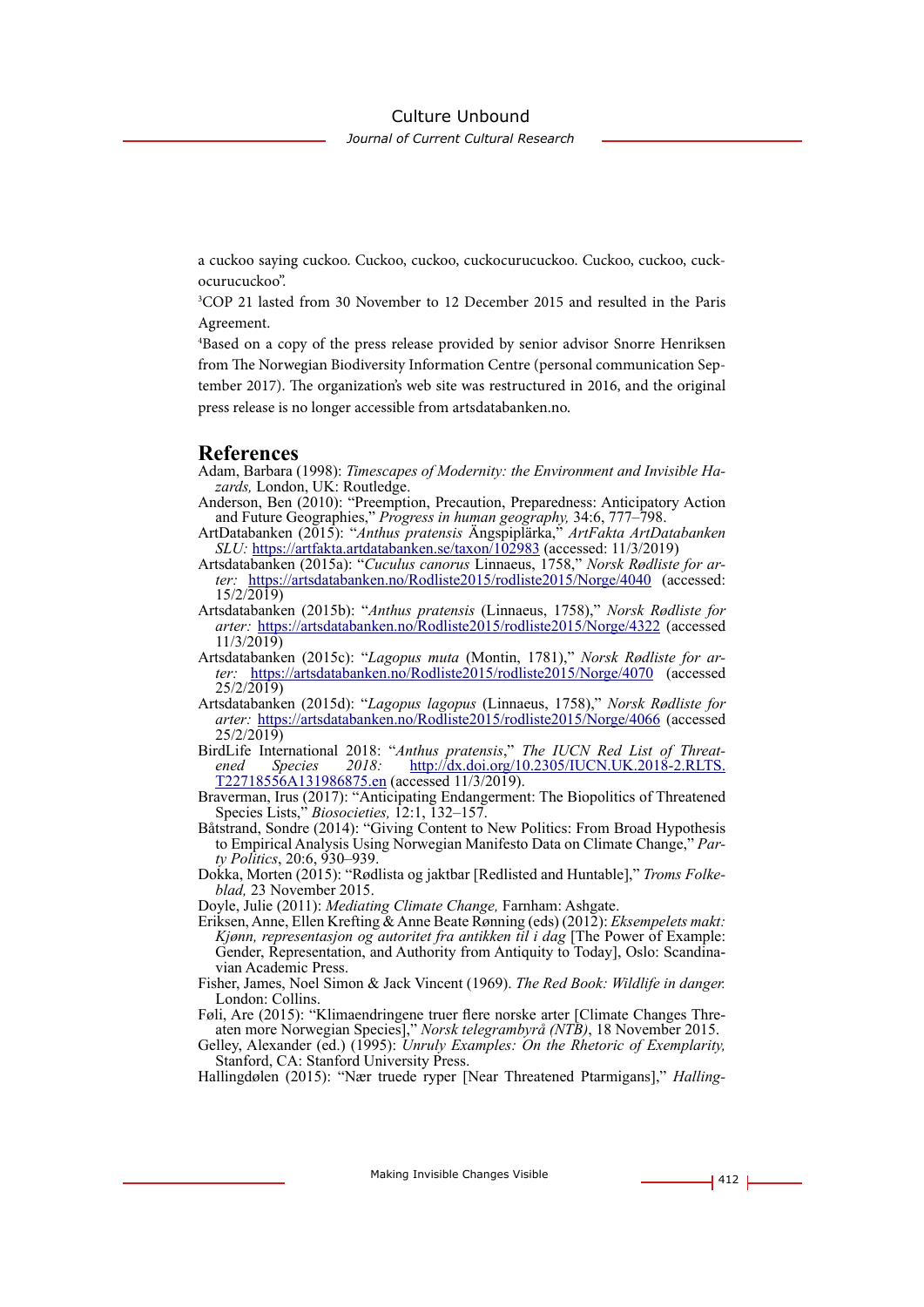a cuckoo saying cuckoo. Cuckoo, cuckoo, cuckocurucuckoo. Cuckoo, cuckoo, cuckocurucuckoo".

[3]COP 21 lasted from 30 November to 12 December 2015 and resulted in the Paris Agreement.

[4]Based on a copy of the press release provided by senior advisor Snorre Henriksen from The Norwegian Biodiversity Information Centre (personal communication September 2017). The organization's web site was restructured in 2016, and the original press release is no longer accessible from artsdatabanken.no.

## References

Adam, Barbara (1998): *Timescapes of Modernity: the Environment and Invisible Hazards,* London, UK: Routledge.

Anderson, Ben (2010): "Preemption, Precaution, Preparedness: Anticipatory Action and Future Geographies," *Progress in human geography,* 34:6, 777–798.

ArtDatabanken (2015): "*Anthus pratensis* Ängspiplärka," *ArtFakta ArtDatabanken SLU:* https://artfakta.artdatabanken.se/taxon/102983 (accessed: 11/3/2019)

Artsdatabanken (2015a): "*Cuculus canorus* Linnaeus, 1758," *Norsk Rødliste for arter:* https://artsdatabanken.no/Rodliste2015/rodliste2015/Norge/4040 (accessed: 15/2/2019)

Artsdatabanken (2015b): "*Anthus pratensis* (Linnaeus, 1758)," *Norsk Rødliste for arter:* https://artsdatabanken.no/Rodliste2015/rodliste2015/Norge/4322 (accessed 11/3/2019)

Artsdatabanken (2015c): "*Lagopus muta* (Montin, 1781)," *Norsk Rødliste for arter:* https://artsdatabanken.no/Rodliste2015/rodliste2015/Norge/4070 (accessed 25/2/2019)

Artsdatabanken (2015d): "*Lagopus lagopus* (Linnaeus, 1758)," *Norsk Rødliste for arter:* https://artsdatabanken.no/Rodliste2015/rodliste2015/Norge/4066 (accessed 25/2/2019)

BirdLife International 2018: "*Anthus pratensis*," *The IUCN Red List of Threatened Species 2018:* http://dx.doi.org/10.2305/IUCN.UK.2018-2.RLTS.T22718556A131986875.en (accessed 11/3/2019).

Braverman, Irus (2017): "Anticipating Endangerment: The Biopolitics of Threatened Species Lists," *Biosocieties,* 12:1, 132–157.

Båtstrand, Sondre (2014): "Giving Content to New Politics: From Broad Hypothesis to Empirical Analysis Using Norwegian Manifesto Data on Climate Change," *Party Politics*, 20:6, 930–939.

Dokka, Morten (2015): "Rødlista og jaktbar [Redlisted and Huntable]," *Troms Folkeblad,* 23 November 2015.

Doyle, Julie (2011): *Mediating Climate Change,* Farnham: Ashgate.

Eriksen, Anne, Ellen Krefting & Anne Beate Rønning (eds) (2012): *Eksempelets makt: Kjønn, representasjon og autoritet fra antikken til i dag* [The Power of Example: Gender, Representation, and Authority from Antiquity to Today], Oslo: Scandinavian Academic Press.

Fisher, James, Noel Simon & Jack Vincent (1969). *The Red Book: Wildlife in danger.* London: Collins.

Føli, Are (2015): "Klimaendringene truer flere norske arter [Climate Changes Threaten more Norwegian Species]," *Norsk telegrambyrå (NTB)*, 18 November 2015.

Gelley, Alexander (ed.) (1995): *Unruly Examples: On the Rhetoric of Exemplarity,* Stanford, CA: Stanford University Press.

Hallingdølen (2015): "Nær truede ryper [Near Threatened Ptarmigans]," *Halling-*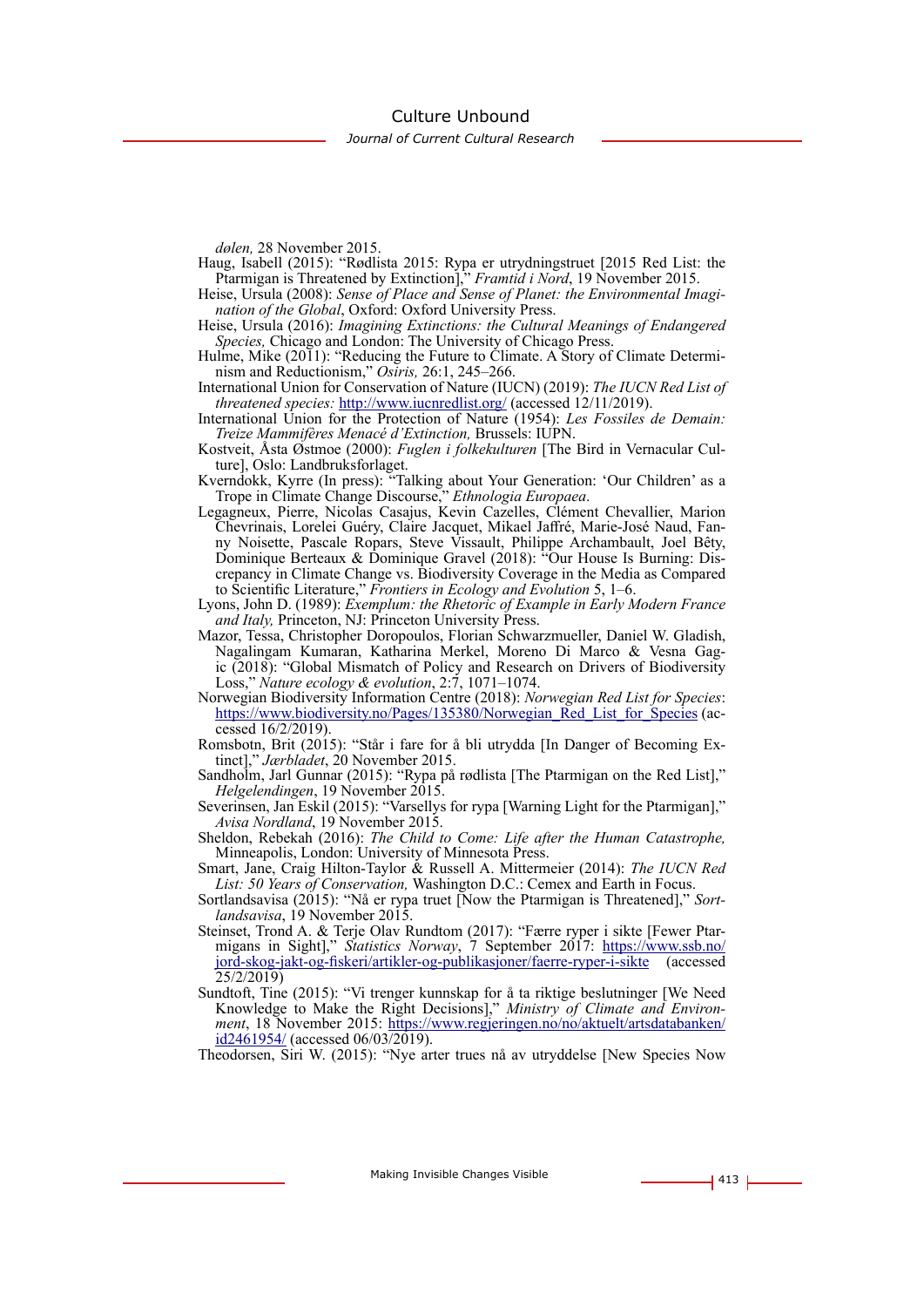*dølen,* 28 November 2015.

Haug, Isabell (2015): "Rødlista 2015: Rypa er utrydningstruet [2015 Red List: the Ptarmigan is Threatened by Extinction]," *Framtid i Nord*, 19 November 2015.

Heise, Ursula (2008): *Sense of Place and Sense of Planet: the Environmental Imagination of the Global*, Oxford: Oxford University Press.

Heise, Ursula (2016): *Imagining Extinctions: the Cultural Meanings of Endangered Species,* Chicago and London: The University of Chicago Press.

Hulme, Mike (2011): "Reducing the Future to Climate. A Story of Climate Determinism and Reductionism," *Osiris,* 26:1, 245–266.

International Union for Conservation of Nature (IUCN) (2019): *The IUCN Red List of threatened species:* http://www.iucnredlist.org/ (accessed 12/11/2019).

International Union for the Protection of Nature (1954): *Les Fossiles de Demain: Treize Mammifères Menacé d'Extinction,* Brussels: IUPN.

Kostveit, Åsta Østmoe (2000): *Fuglen i folkekulturen* [The Bird in Vernacular Culture], Oslo: Landbruksforlaget.

Kverndokk, Kyrre (In press): "Talking about Your Generation: 'Our Children' as a Trope in Climate Change Discourse," *Ethnologia Europaea*.

Legagneux, Pierre, Nicolas Casajus, Kevin Cazelles, Clément Chevallier, Marion Chevrinais, Lorelei Guéry, Claire Jacquet, Mikael Jaffré, Marie-José Naud, Fanny Noisette, Pascale Ropars, Steve Vissault, Philippe Archambault, Joel Bêty, Dominique Berteaux & Dominique Gravel (2018): "Our House Is Burning: Discrepancy in Climate Change vs. Biodiversity Coverage in the Media as Compared to Scientific Literature," *Frontiers in Ecology and Evolution* 5, 1–6.

Lyons, John D. (1989): *Exemplum: the Rhetoric of Example in Early Modern France and Italy,* Princeton, NJ: Princeton University Press.

Mazor, Tessa, Christopher Doropoulos, Florian Schwarzmueller, Daniel W. Gladish, Nagalingam Kumaran, Katharina Merkel, Moreno Di Marco & Vesna Gagic (2018): "Global Mismatch of Policy and Research on Drivers of Biodiversity Loss," *Nature ecology & evolution*, 2:7, 1071–1074.

Norwegian Biodiversity Information Centre (2018): *Norwegian Red List for Species*: https://www.biodiversity.no/Pages/135380/Norwegian_Red_List_for_Species (accessed 16/2/2019).

Romsbotn, Brit (2015): "Står i fare for å bli utrydda [In Danger of Becoming Extinct]," *Jærbladet*, 20 November 2015.

Sandholm, Jarl Gunnar (2015): "Rypa på rødlista [The Ptarmigan on the Red List]," *Helgelendingen*, 19 November 2015.

Severinsen, Jan Eskil (2015): "Varsellys for rypa [Warning Light for the Ptarmigan]," *Avisa Nordland*, 19 November 2015.

Sheldon, Rebekah (2016): *The Child to Come: Life after the Human Catastrophe,* Minneapolis, London: University of Minnesota Press.

Smart, Jane, Craig Hilton-Taylor & Russell A. Mittermeier (2014): *The IUCN Red List: 50 Years of Conservation,* Washington D.C.: Cemex and Earth in Focus.

Sortlandsavisa (2015): "Nå er rypa truet [Now the Ptarmigan is Threatened]," *Sortlandsavisa*, 19 November 2015.

Steinset, Trond A. & Terje Olav Rundtom (2017): "Færre ryper i sikte [Fewer Ptarmigans in Sight]," *Statistics Norway*, 7 September 2017: https://www.ssb.no/jord-skog-jakt-og-fiskeri/artikler-og-publikasjoner/faerre-ryper-i-sikte (accessed 25/2/2019)

Sundtoft, Tine (2015): "Vi trenger kunnskap for å ta riktige beslutninger [We Need Knowledge to Make the Right Decisions]," *Ministry of Climate and Environment*, 18 November 2015: https://www.regjeringen.no/no/aktuelt/artsdatabanken/id2461954/ (accessed 06/03/2019).

Theodorsen, Siri W. (2015): "Nye arter trues nå av utryddelse [New Species Now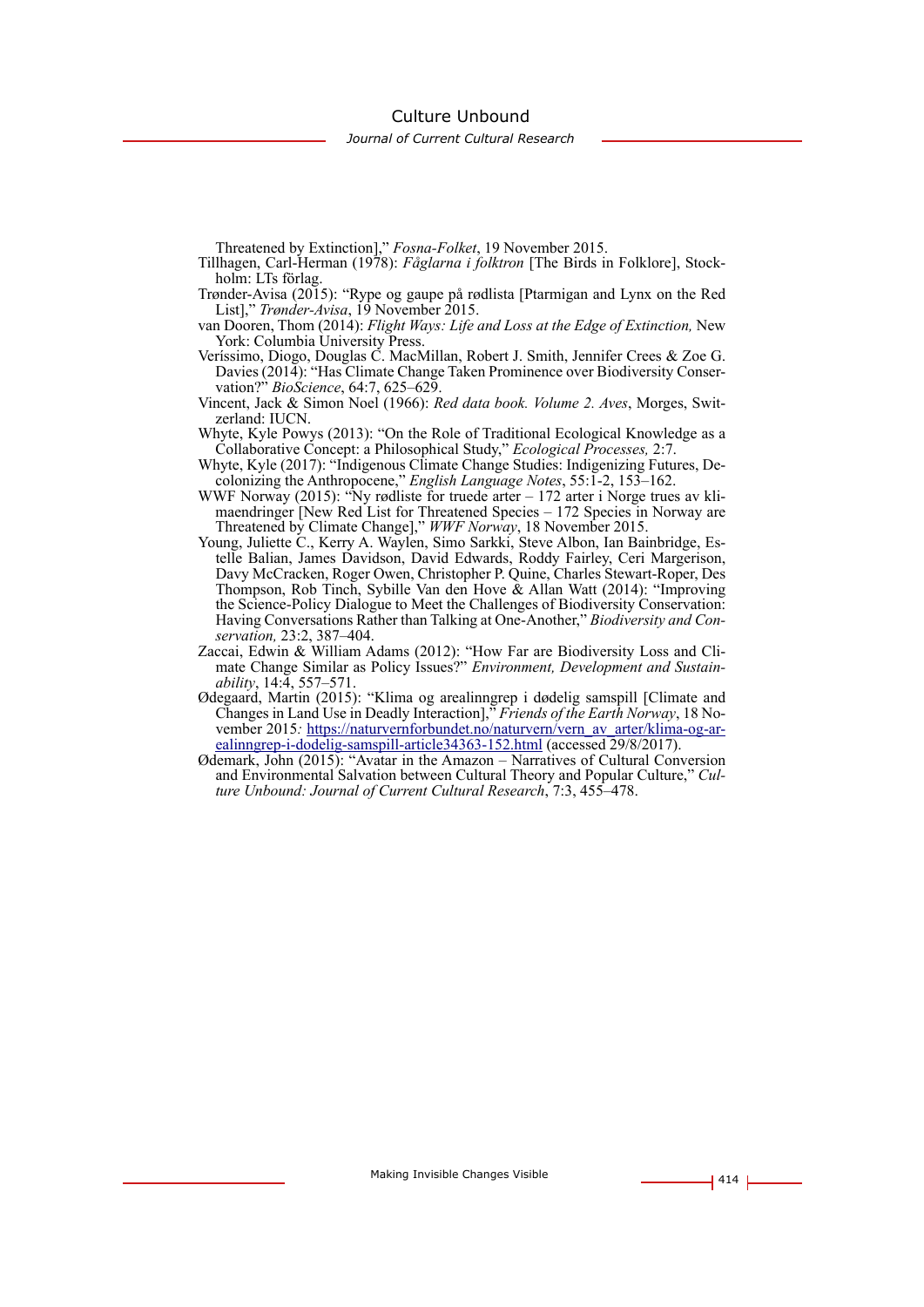Threatened by Extinction]," *Fosna-Folket*, 19 November 2015.

Tillhagen, Carl-Herman (1978): *Fåglarna i folktron* [The Birds in Folklore], Stockholm: LTs förlag.

Trønder-Avisa (2015): "Rype og gaupe på rødlista [Ptarmigan and Lynx on the Red List]," *Trønder-Avisa*, 19 November 2015.

van Dooren, Thom (2014): *Flight Ways: Life and Loss at the Edge of Extinction,* New York: Columbia University Press.

Veríssimo, Diogo, Douglas C. MacMillan, Robert J. Smith, Jennifer Crees & Zoe G. Davies (2014): "Has Climate Change Taken Prominence over Biodiversity Conservation?" *BioScience*, 64:7, 625–629.

Vincent, Jack & Simon Noel (1966): *Red data book. Volume 2. Aves*, Morges, Switzerland: IUCN.

Whyte, Kyle Powys (2013): "On the Role of Traditional Ecological Knowledge as a Collaborative Concept: a Philosophical Study," *Ecological Processes,* 2:7.

Whyte, Kyle (2017): "Indigenous Climate Change Studies: Indigenizing Futures, Decolonizing the Anthropocene," *English Language Notes*, 55:1-2, 153–162.

WWF Norway (2015): "Ny rødliste for truede arter – 172 arter i Norge trues av klimaendringer [New Red List for Threatened Species – 172 Species in Norway are Threatened by Climate Change]," *WWF Norway*, 18 November 2015.

Young, Juliette C., Kerry A. Waylen, Simo Sarkki, Steve Albon, Ian Bainbridge, Estelle Balian, James Davidson, David Edwards, Roddy Fairley, Ceri Margerison, Davy McCracken, Roger Owen, Christopher P. Quine, Charles Stewart-Roper, Des Thompson, Rob Tinch, Sybille Van den Hove & Allan Watt (2014): "Improving the Science-Policy Dialogue to Meet the Challenges of Biodiversity Conservation: Having Conversations Rather than Talking at One-Another," *Biodiversity and Conservation,* 23:2, 387–404.

Zaccai, Edwin & William Adams (2012): "How Far are Biodiversity Loss and Climate Change Similar as Policy Issues?" *Environment, Development and Sustainability*, 14:4, 557–571.

Ødegaard, Martin (2015): "Klima og arealinngrep i dødelig samspill [Climate and Changes in Land Use in Deadly Interaction]," *Friends of the Earth Norway*, 18 November 2015: https://naturvernforbundet.no/naturvern/vern_av_arter/klima-og-arealinngrep-i-dodelig-samspill-article34363-152.html (accessed 29/8/2017).

Ødemark, John (2015): "Avatar in the Amazon – Narratives of Cultural Conversion and Environmental Salvation between Cultural Theory and Popular Culture," *Culture Unbound: Journal of Current Cultural Research*, 7:3, 455–478.